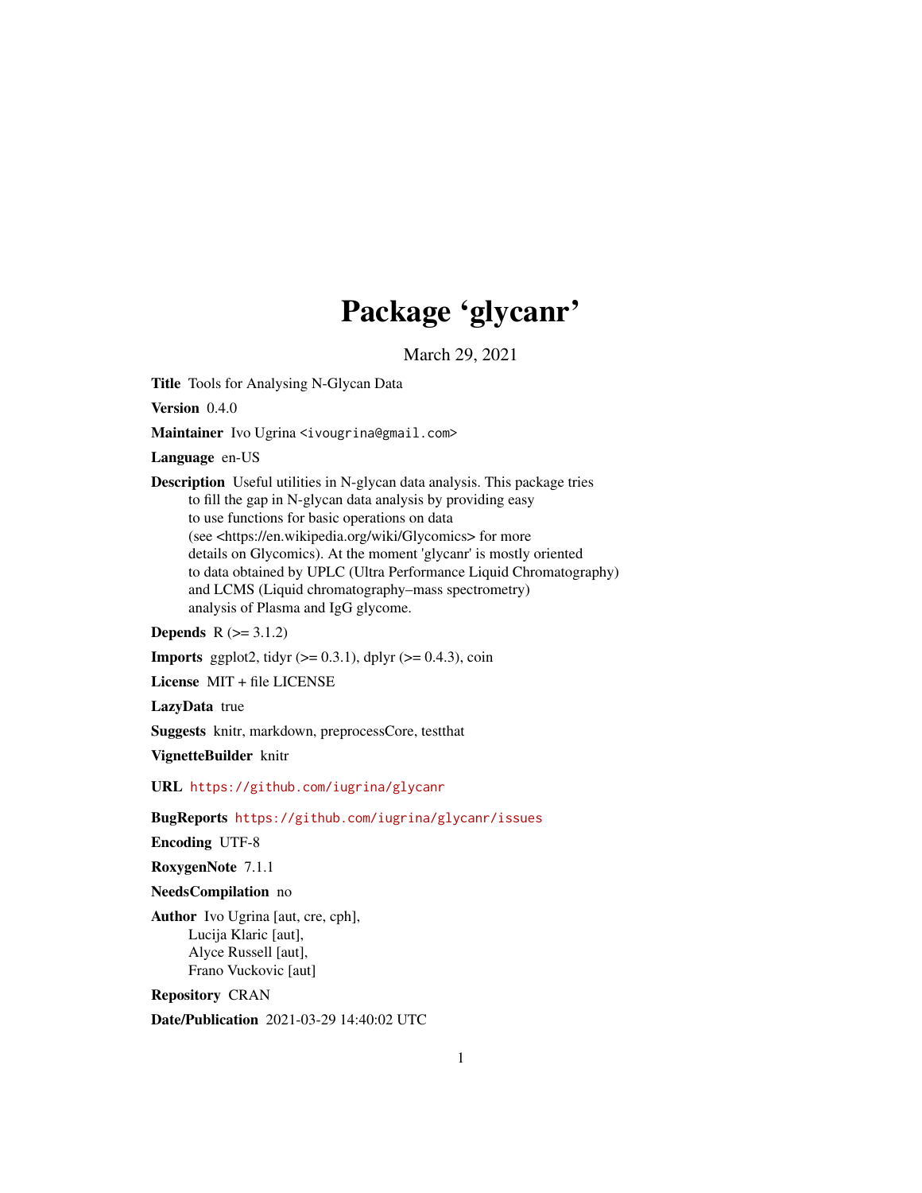# Package 'glycanr'

March 29, 2021

**Title** Tools for Analysing N-Glycan Data

**Version** 0.4.0

**Maintainer** Ivo Ugrina <ivougrina@gmail.com>

**Language** en-US

**Description** Useful utilities in N-glycan data analysis. This package tries to fill the gap in N-glycan data analysis by providing easy to use functions for basic operations on data (see <https://en.wikipedia.org/wiki/Glycomics> for more details on Glycomics). At the moment 'glycanr' is mostly oriented to data obtained by UPLC (Ultra Performance Liquid Chromatography) and LCMS (Liquid chromatography–mass spectrometry) analysis of Plasma and IgG glycome.

**Depends** R (>= 3.1.2)

**Imports** ggplot2, tidyr (>= 0.3.1), dplyr (>= 0.4.3), coin

**License** MIT + file LICENSE

**LazyData** true

**Suggests** knitr, markdown, preprocessCore, testthat

**VignetteBuilder** knitr

**URL** https://github.com/iugrina/glycanr

**BugReports** https://github.com/iugrina/glycanr/issues

**Encoding** UTF-8

**RoxygenNote** 7.1.1

**NeedsCompilation** no

**Author** Ivo Ugrina [aut, cre, cph],
Lucija Klaric [aut],
Alyce Russell [aut],
Frano Vuckovic [aut]

**Repository** CRAN

**Date/Publication** 2021-03-29 14:40:02 UTC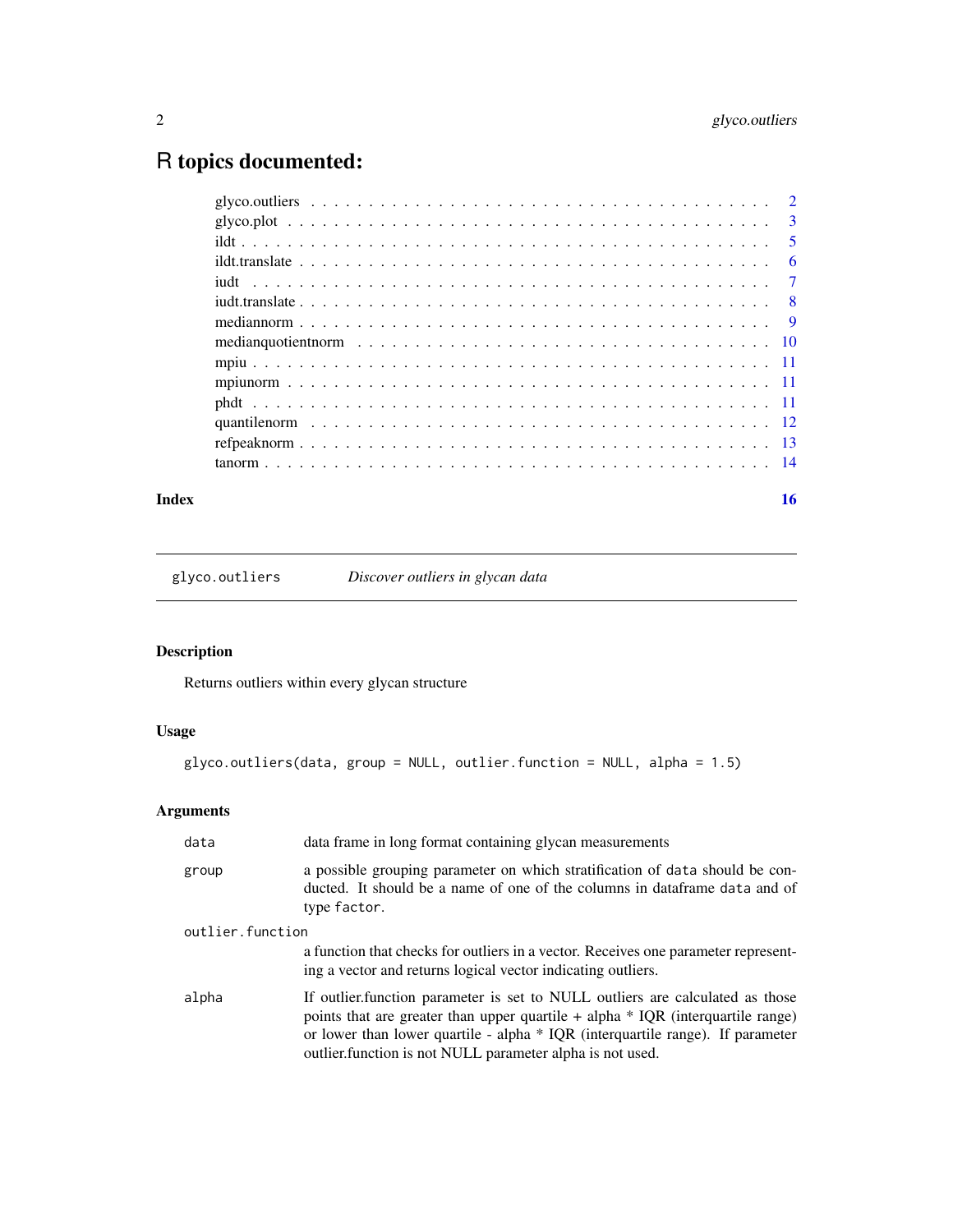# R topics documented:

| | |
|---|---|
| glyco.outliers | 2 |
| glyco.plot | 3 |
| ildt | 5 |
| ildt.translate | 6 |
| iudt | 7 |
| iudt.translate | 8 |
| mediannorm | 9 |
| medianquotientnorm | 10 |
| mpiu | 11 |
| mpiunorm | 11 |
| phdt | 11 |
| quantilenorm | 12 |
| refpeaknorm | 13 |
| tanorm | 14 |
| **Index** | **16** |

---

## glyco.outliers &nbsp;&nbsp;&nbsp; *Discover outliers in glycan data*

---

### Description

Returns outliers within every glycan structure

### Usage

```
glyco.outliers(data, group = NULL, outlier.function = NULL, alpha = 1.5)
```

### Arguments

| | |
|---|---|
| `data` | data frame in long format containing glycan measurements |
| `group` | a possible grouping parameter on which stratification of `data` should be conducted. It should be a name of one of the columns in dataframe `data` and of type `factor`. |
| `outlier.function` | a function that checks for outliers in a vector. Receives one parameter representing a vector and returns logical vector indicating outliers. |
| `alpha` | If outlier.function parameter is set to NULL outliers are calculated as those points that are greater than upper quartile + alpha * IQR (interquartile range) or lower than lower quartile - alpha * IQR (interquartile range). If parameter outlier.function is not NULL parameter alpha is not used. |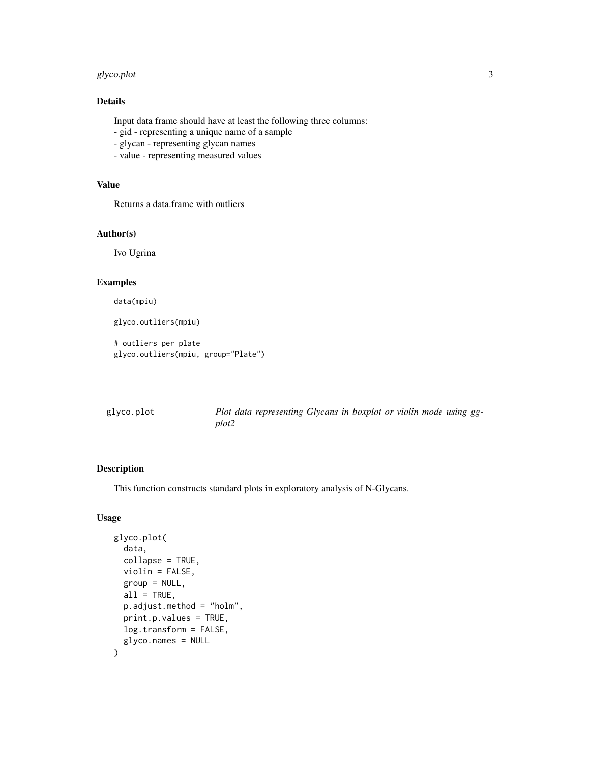## Details

Input data frame should have at least the following three columns:
- gid - representing a unique name of a sample
- glycan - representing glycan names
- value - representing measured values

## Value

Returns a data.frame with outliers

## Author(s)

Ivo Ugrina

## Examples

```
data(mpiu)

glyco.outliers(mpiu)

# outliers per plate
glyco.outliers(mpiu, group="Plate")
```

---

# glyco.plot — *Plot data representing Glycans in boxplot or violin mode using ggplot2*

## Description

This function constructs standard plots in exploratory analysis of N-Glycans.

## Usage

```
glyco.plot(
  data,
  collapse = TRUE,
  violin = FALSE,
  group = NULL,
  all = TRUE,
  p.adjust.method = "holm",
  print.p.values = TRUE,
  log.transform = FALSE,
  glyco.names = NULL
)
```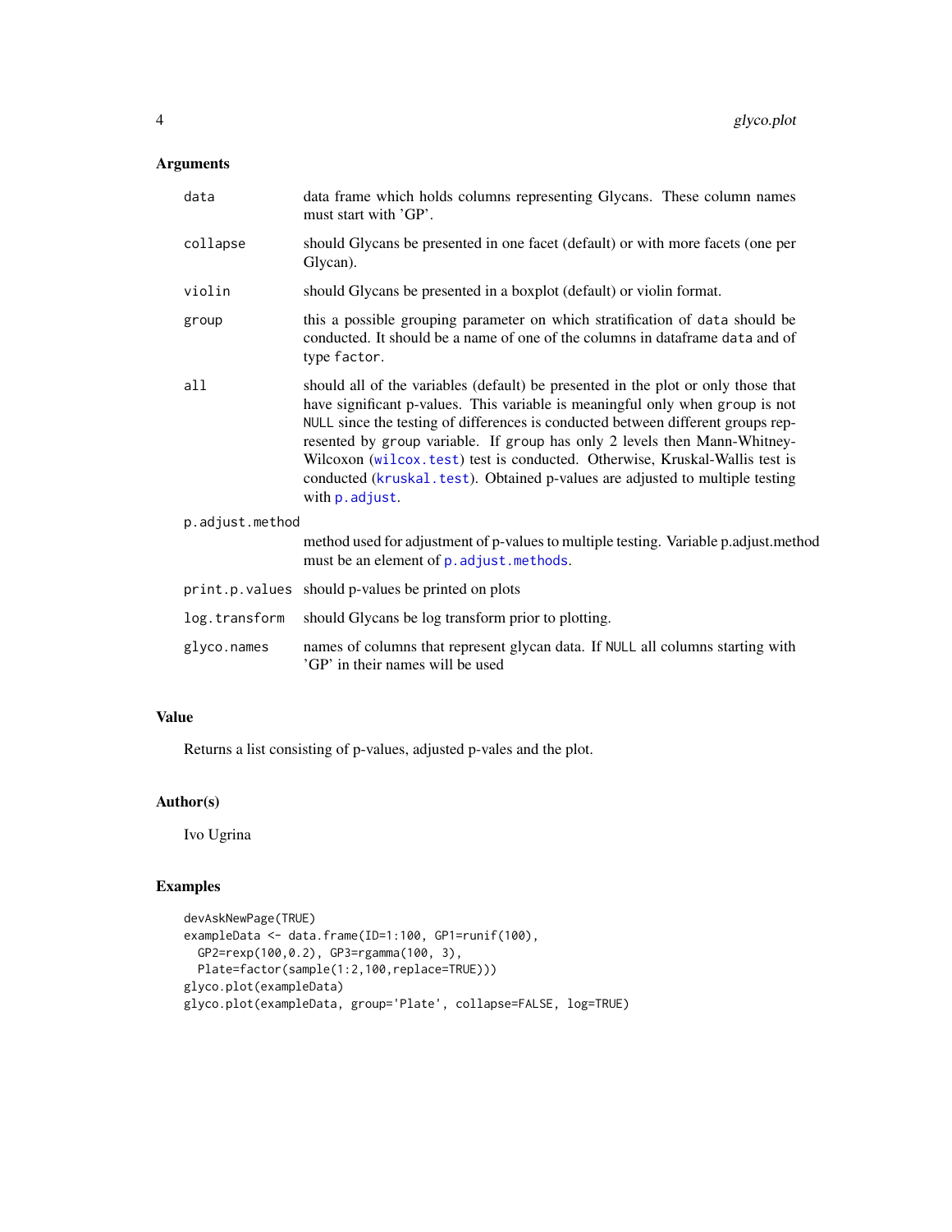### Arguments

| | |
|---|---|
| `data` | data frame which holds columns representing Glycans. These column names must start with 'GP'. |
| `collapse` | should Glycans be presented in one facet (default) or with more facets (one per Glycan). |
| `violin` | should Glycans be presented in a boxplot (default) or violin format. |
| `group` | this a possible grouping parameter on which stratification of `data` should be conducted. It should be a name of one of the columns in dataframe `data` and of type `factor`. |
| `all` | should all of the variables (default) be presented in the plot or only those that have significant p-values. This variable is meaningful only when `group` is not `NULL` since the testing of differences is conducted between different groups represented by `group` variable. If `group` has only 2 levels then Mann-Whitney-Wilcoxon (`wilcox.test`) test is conducted. Otherwise, Kruskal-Wallis test is conducted (`kruskal.test`). Obtained p-values are adjusted to multiple testing with `p.adjust`. |
| `p.adjust.method` | method used for adjustment of p-values to multiple testing. Variable p.adjust.method must be an element of `p.adjust.methods`. |
| `print.p.values` | should p-values be printed on plots |
| `log.transform` | should Glycans be log transform prior to plotting. |
| `glyco.names` | names of columns that represent glycan data. If `NULL` all columns starting with 'GP' in their names will be used |

### Value

Returns a list consisting of p-values, adjusted p-vales and the plot.

### Author(s)

Ivo Ugrina

### Examples

```
devAskNewPage(TRUE)
exampleData <- data.frame(ID=1:100, GP1=runif(100),
  GP2=rexp(100,0.2), GP3=rgamma(100, 3),
  Plate=factor(sample(1:2,100,replace=TRUE)))
glyco.plot(exampleData)
glyco.plot(exampleData, group='Plate', collapse=FALSE, log=TRUE)
```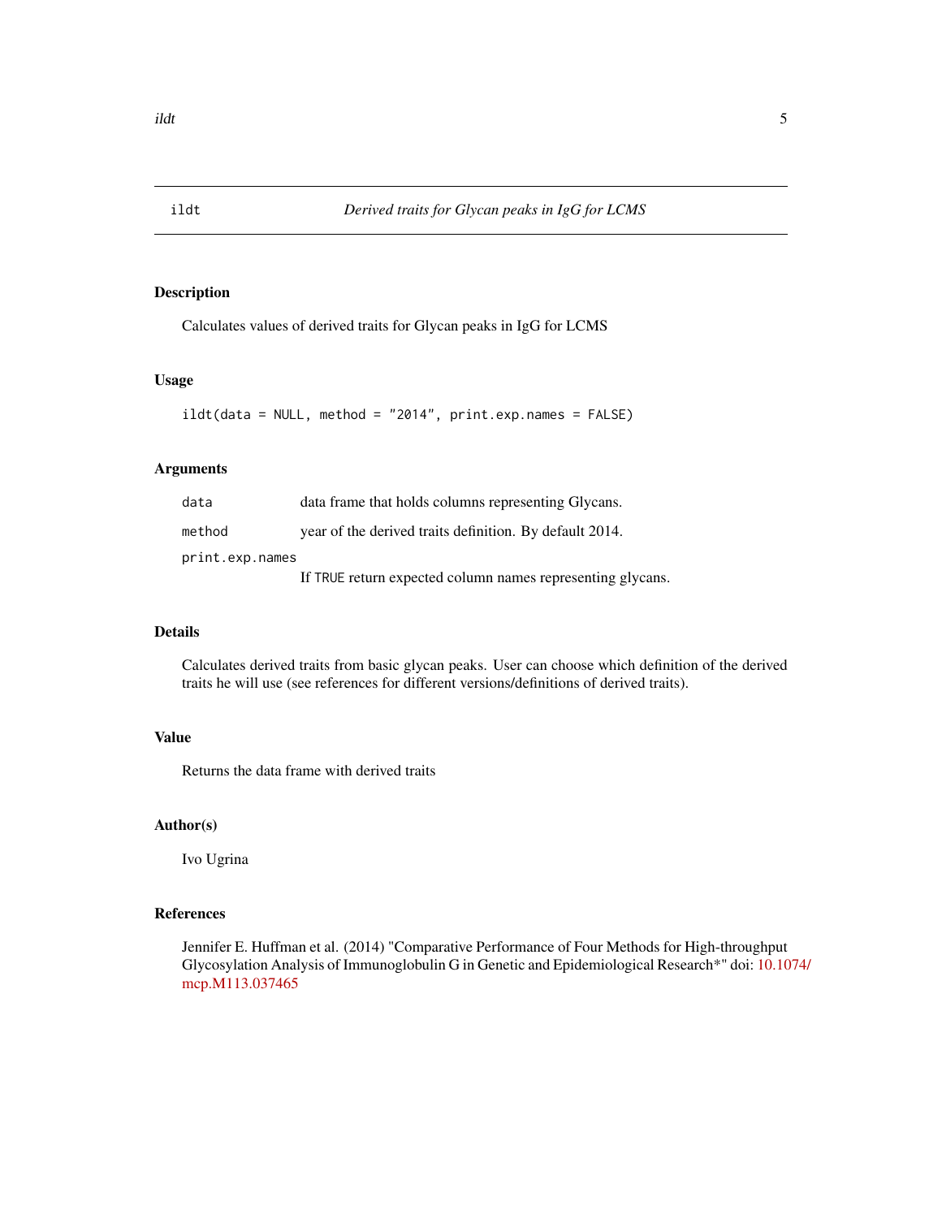# ildt — *Derived traits for Glycan peaks in IgG for LCMS*

## Description

Calculates values of derived traits for Glycan peaks in IgG for LCMS

## Usage

```
ildt(data = NULL, method = "2014", print.exp.names = FALSE)
```

## Arguments

| | |
|---|---|
| `data` | data frame that holds columns representing Glycans. |
| `method` | year of the derived traits definition. By default 2014. |
| `print.exp.names` | If `TRUE` return expected column names representing glycans. |

## Details

Calculates derived traits from basic glycan peaks. User can choose which definition of the derived traits he will use (see references for different versions/definitions of derived traits).

## Value

Returns the data frame with derived traits

## Author(s)

Ivo Ugrina

## References

Jennifer E. Huffman et al. (2014) "Comparative Performance of Four Methods for High-throughput Glycosylation Analysis of Immunoglobulin G in Genetic and Epidemiological Research*" doi: 10.1074/mcp.M113.037465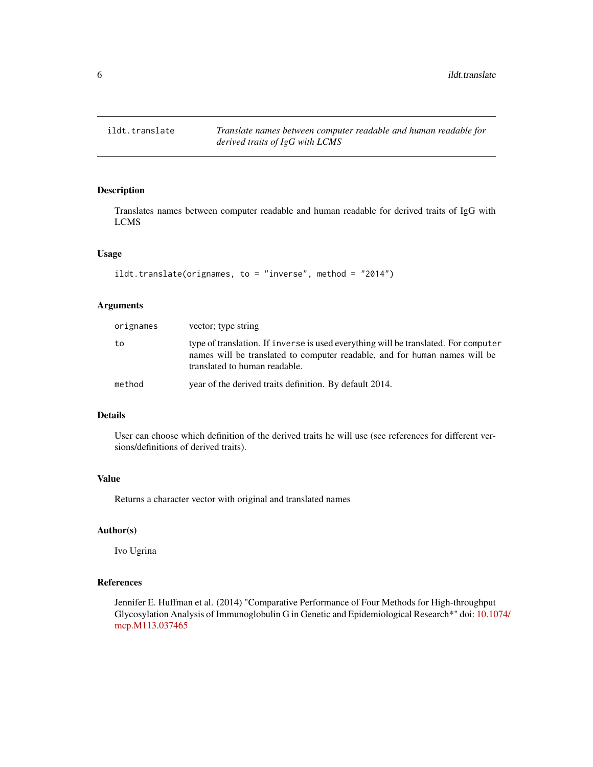## ildt.translate — *Translate names between computer readable and human readable for derived traits of IgG with LCMS*

### Description

Translates names between computer readable and human readable for derived traits of IgG with LCMS

### Usage

```
ildt.translate(orignames, to = "inverse", method = "2014")
```

### Arguments

| | |
|---|---|
| `orignames` | vector; type string |
| `to` | type of translation. If `inverse` is used everything will be translated. For `computer` names will be translated to computer readable, and for `human` names will be translated to human readable. |
| `method` | year of the derived traits definition. By default 2014. |

### Details

User can choose which definition of the derived traits he will use (see references for different versions/definitions of derived traits).

### Value

Returns a character vector with original and translated names

### Author(s)

Ivo Ugrina

### References

Jennifer E. Huffman et al. (2014) "Comparative Performance of Four Methods for High-throughput Glycosylation Analysis of Immunoglobulin G in Genetic and Epidemiological Research*" doi: 10.1074/mcp.M113.037465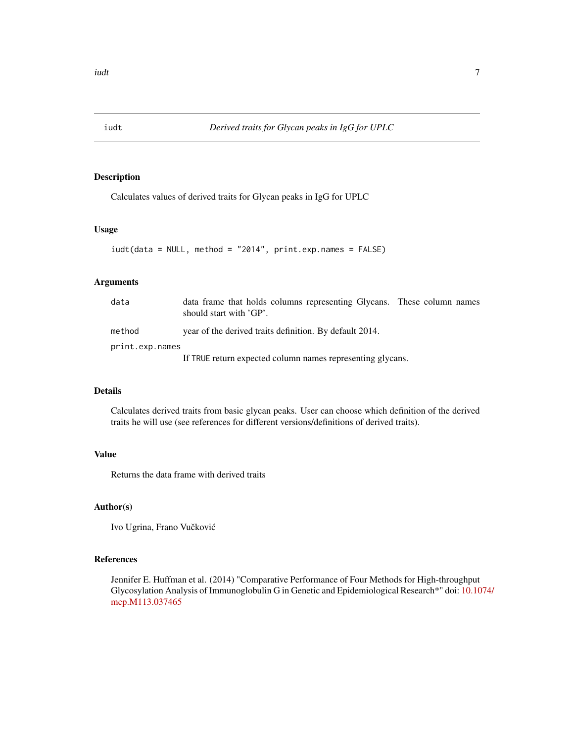# iudt — *Derived traits for Glycan peaks in IgG for UPLC*

## Description

Calculates values of derived traits for Glycan peaks in IgG for UPLC

## Usage

```
iudt(data = NULL, method = "2014", print.exp.names = FALSE)
```

## Arguments

| Argument | Description |
| --- | --- |
| data | data frame that holds columns representing Glycans. These column names should start with 'GP'. |
| method | year of the derived traits definition. By default 2014. |
| print.exp.names | If TRUE return expected column names representing glycans. |

## Details

Calculates derived traits from basic glycan peaks. User can choose which definition of the derived traits he will use (see references for different versions/definitions of derived traits).

## Value

Returns the data frame with derived traits

## Author(s)

Ivo Ugrina, Frano Vučković

## References

Jennifer E. Huffman et al. (2014) "Comparative Performance of Four Methods for High-throughput Glycosylation Analysis of Immunoglobulin G in Genetic and Epidemiological Research*" doi: 10.1074/mcp.M113.037465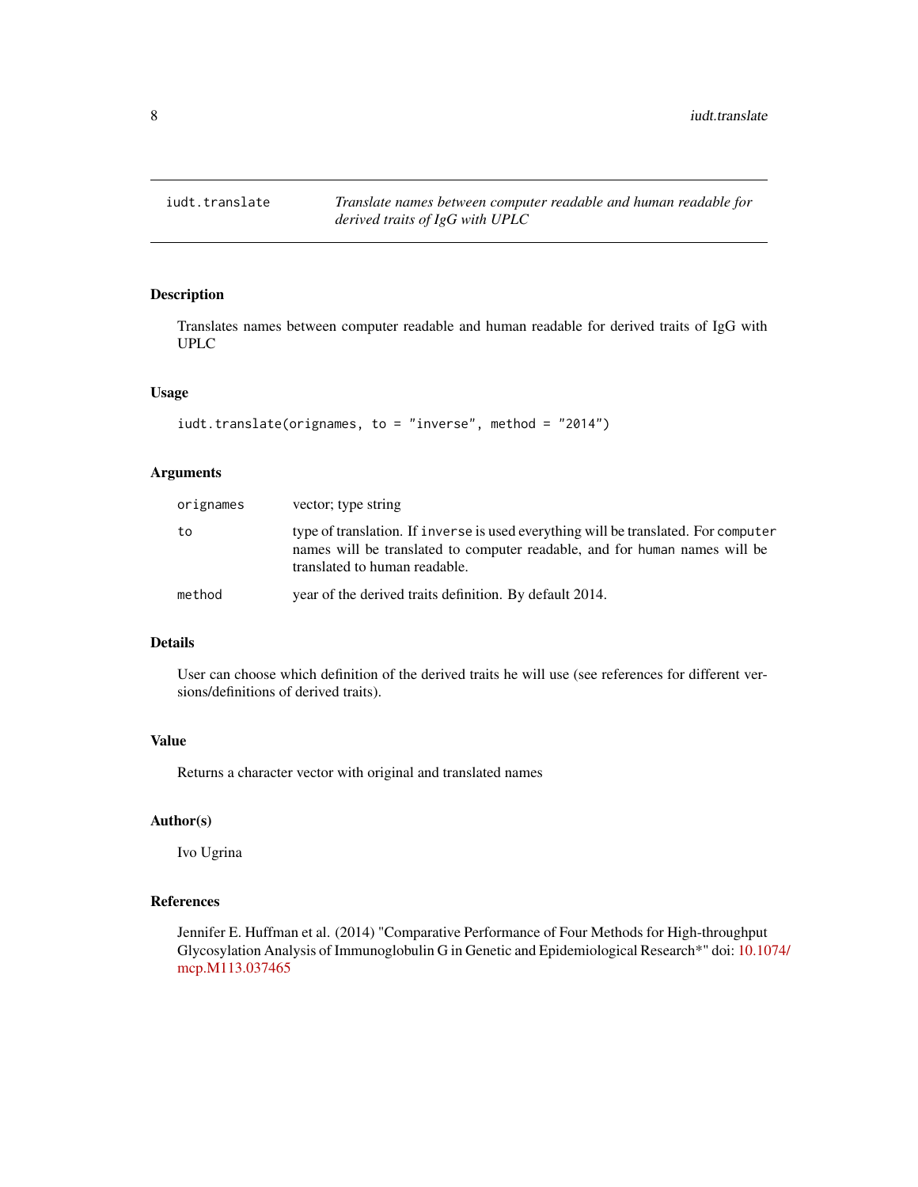iudt.translate — *Translate names between computer readable and human readable for derived traits of IgG with UPLC*

## Description

Translates names between computer readable and human readable for derived traits of IgG with UPLC

## Usage

```
iudt.translate(orignames, to = "inverse", method = "2014")
```

## Arguments

| | |
|---|---|
| `orignames` | vector; type string |
| `to` | type of translation. If `inverse` is used everything will be translated. For `computer` names will be translated to computer readable, and for `human` names will be translated to human readable. |
| `method` | year of the derived traits definition. By default 2014. |

## Details

User can choose which definition of the derived traits he will use (see references for different versions/definitions of derived traits).

## Value

Returns a character vector with original and translated names

## Author(s)

Ivo Ugrina

## References

Jennifer E. Huffman et al. (2014) "Comparative Performance of Four Methods for High-throughput Glycosylation Analysis of Immunoglobulin G in Genetic and Epidemiological Research*" doi: 10.1074/mcp.M113.037465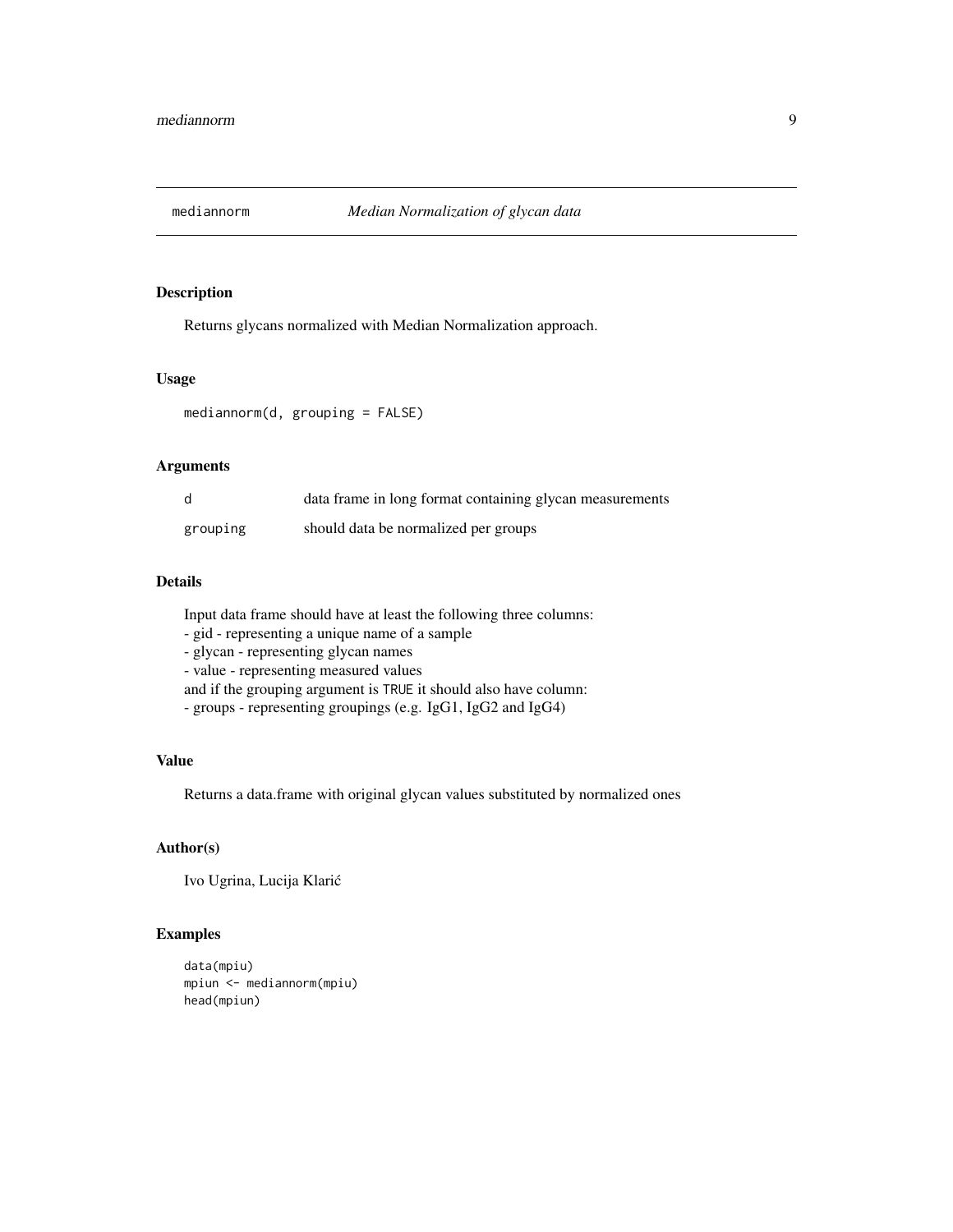# mediannorm *Median Normalization of glycan data*

## Description

Returns glycans normalized with Median Normalization approach.

## Usage

```
mediannorm(d, grouping = FALSE)
```

## Arguments

| | |
|---|---|
| d | data frame in long format containing glycan measurements |
| grouping | should data be normalized per groups |

## Details

Input data frame should have at least the following three columns:
- gid - representing a unique name of a sample
- glycan - representing glycan names
- value - representing measured values
and if the grouping argument is TRUE it should also have column:
- groups - representing groupings (e.g. IgG1, IgG2 and IgG4)

## Value

Returns a data.frame with original glycan values substituted by normalized ones

## Author(s)

Ivo Ugrina, Lucija Klarić

## Examples

```
data(mpiu)
mpiun <- mediannorm(mpiu)
head(mpiun)
```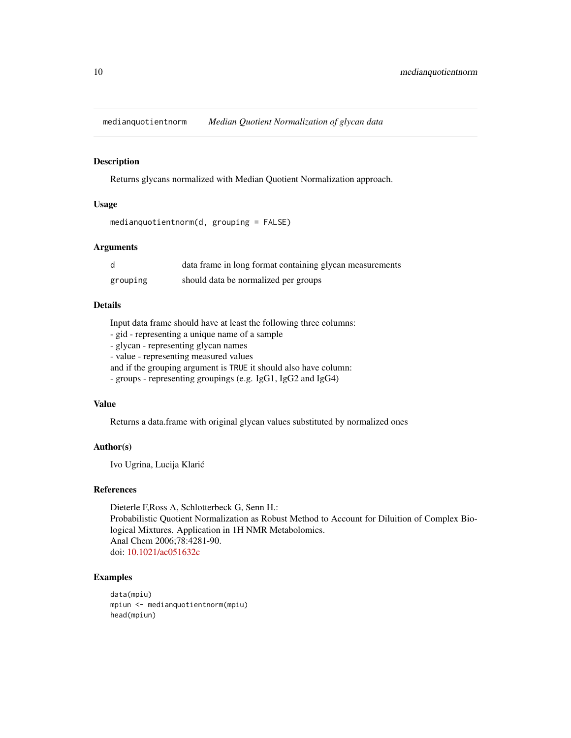`medianquotientnorm` *Median Quotient Normalization of glycan data*

### Description

Returns glycans normalized with Median Quotient Normalization approach.

### Usage

```
medianquotientnorm(d, grouping = FALSE)
```

### Arguments

| | |
|---|---|
| `d` | data frame in long format containing glycan measurements |
| `grouping` | should data be normalized per groups |

### Details

Input data frame should have at least the following three columns:
- gid - representing a unique name of a sample
- glycan - representing glycan names
- value - representing measured values
and if the grouping argument is `TRUE` it should also have column:
- groups - representing groupings (e.g. IgG1, IgG2 and IgG4)

### Value

Returns a data.frame with original glycan values substituted by normalized ones

### Author(s)

Ivo Ugrina, Lucija Klarić

### References

Dieterle F,Ross A, Schlotterbeck G, Senn H.:
Probabilistic Quotient Normalization as Robust Method to Account for Diluition of Complex Biological Mixtures. Application in 1H NMR Metabolomics.
Anal Chem 2006;78:4281-90.
doi: 10.1021/ac051632c

### Examples

```
data(mpiu)
mpiun <- medianquotientnorm(mpiu)
head(mpiun)
```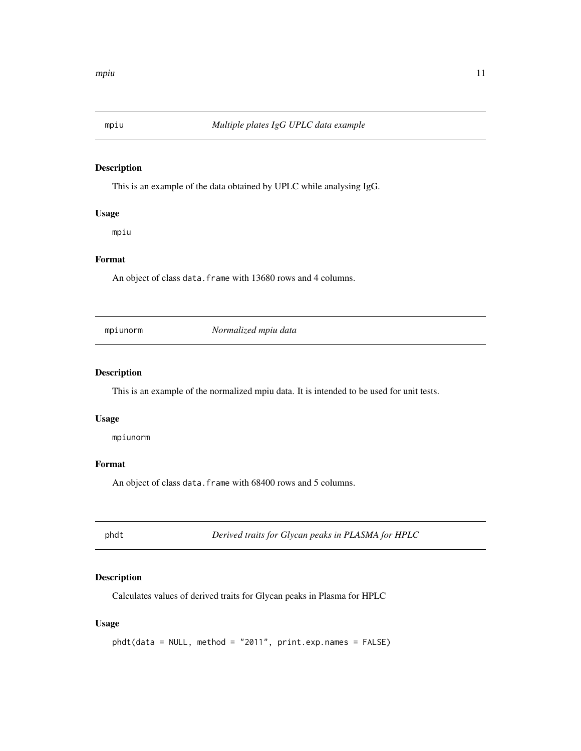## mpiu *Multiple plates IgG UPLC data example*

### Description

This is an example of the data obtained by UPLC while analysing IgG.

### Usage

```
mpiu
```

### Format

An object of class `data.frame` with 13680 rows and 4 columns.

## mpiunorm *Normalized mpiu data*

### Description

This is an example of the normalized mpiu data. It is intended to be used for unit tests.

### Usage

```
mpiunorm
```

### Format

An object of class `data.frame` with 68400 rows and 5 columns.

## phdt *Derived traits for Glycan peaks in PLASMA for HPLC*

### Description

Calculates values of derived traits for Glycan peaks in Plasma for HPLC

### Usage

```
phdt(data = NULL, method = "2011", print.exp.names = FALSE)
```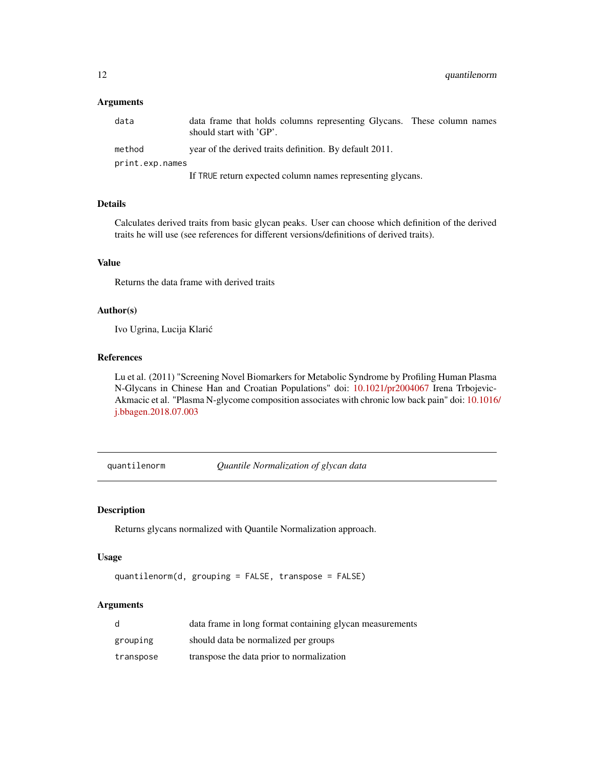### Arguments

- `data` — data frame that holds columns representing Glycans. These column names should start with 'GP'.
- `method` — year of the derived traits definition. By default 2011.
- `print.exp.names` — If TRUE return expected column names representing glycans.

### Details

Calculates derived traits from basic glycan peaks. User can choose which definition of the derived traits he will use (see references for different versions/definitions of derived traits).

### Value

Returns the data frame with derived traits

### Author(s)

Ivo Ugrina, Lucija Klarić

### References

Lu et al. (2011) "Screening Novel Biomarkers for Metabolic Syndrome by Profiling Human Plasma N-Glycans in Chinese Han and Croatian Populations" doi: 10.1021/pr2004067 Irena Trbojevic-Akmacic et al. "Plasma N-glycome composition associates with chronic low back pain" doi: 10.1016/j.bbagen.2018.07.003

---

## quantilenorm — *Quantile Normalization of glycan data*

### Description

Returns glycans normalized with Quantile Normalization approach.

### Usage

```
quantilenorm(d, grouping = FALSE, transpose = FALSE)
```

### Arguments

- `d` — data frame in long format containing glycan measurements
- `grouping` — should data be normalized per groups
- `transpose` — transpose the data prior to normalization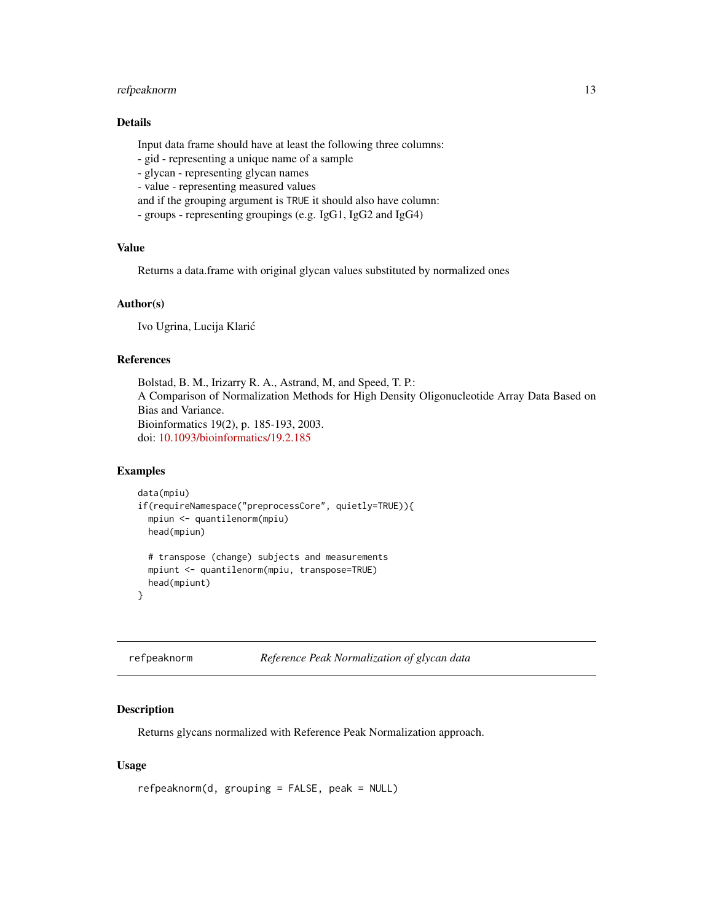### Details

Input data frame should have at least the following three columns:
- gid - representing a unique name of a sample
- glycan - representing glycan names
- value - representing measured values
and if the grouping argument is TRUE it should also have column:
- groups - representing groupings (e.g. IgG1, IgG2 and IgG4)

### Value

Returns a data.frame with original glycan values substituted by normalized ones

### Author(s)

Ivo Ugrina, Lucija Klarić

### References

Bolstad, B. M., Irizarry R. A., Astrand, M, and Speed, T. P.:
A Comparison of Normalization Methods for High Density Oligonucleotide Array Data Based on Bias and Variance.
Bioinformatics 19(2), p. 185-193, 2003.
doi: 10.1093/bioinformatics/19.2.185

### Examples

```
data(mpiu)
if(requireNamespace("preprocessCore", quietly=TRUE)){
  mpiun <- quantilenorm(mpiu)
  head(mpiun)

  # transpose (change) subjects and measurements
  mpiunt <- quantilenorm(mpiu, transpose=TRUE)
  head(mpiunt)
}
```

---

## refpeaknorm — *Reference Peak Normalization of glycan data*

### Description

Returns glycans normalized with Reference Peak Normalization approach.

### Usage

```
refpeaknorm(d, grouping = FALSE, peak = NULL)
```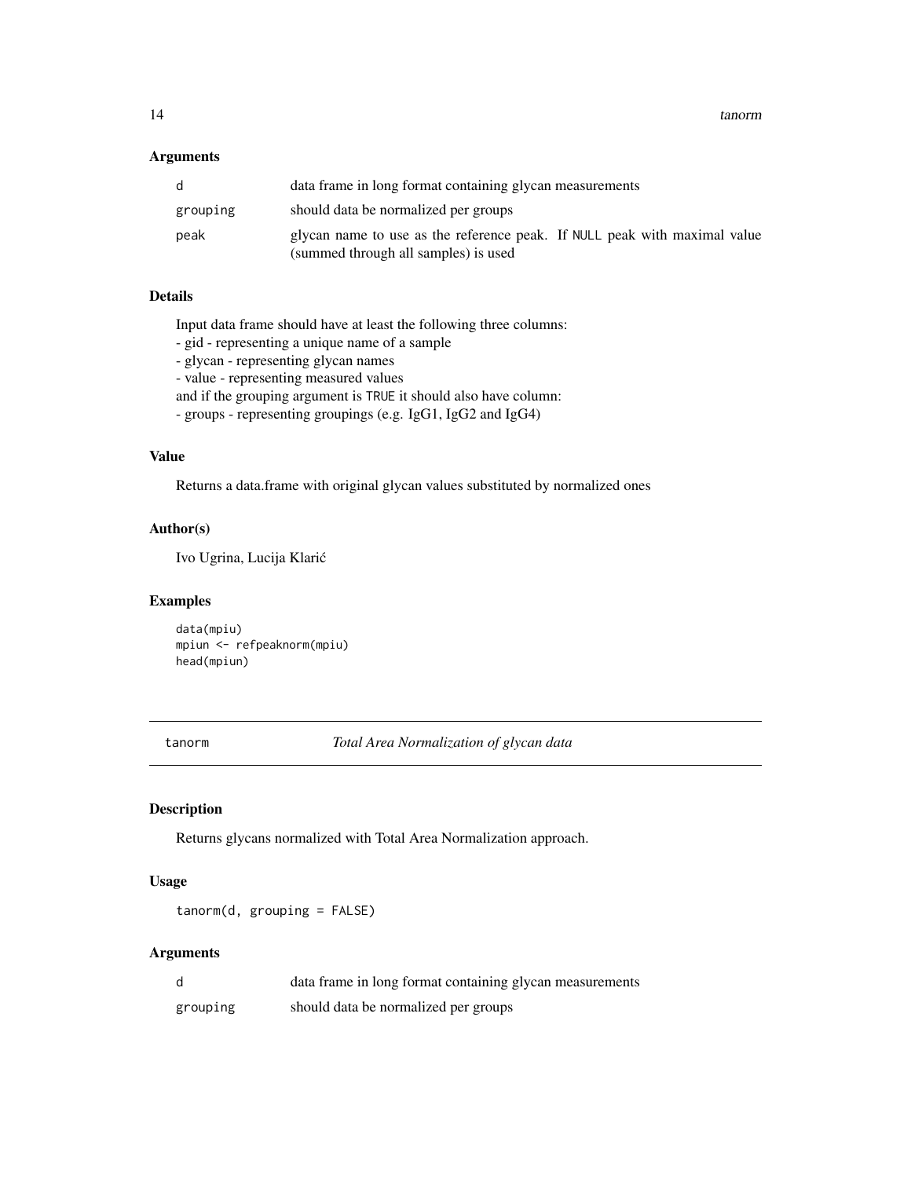### Arguments

| | |
|---|---|
| d | data frame in long format containing glycan measurements |
| grouping | should data be normalized per groups |
| peak | glycan name to use as the reference peak. If NULL peak with maximal value (summed through all samples) is used |

### Details

Input data frame should have at least the following three columns:
- gid - representing a unique name of a sample
- glycan - representing glycan names
- value - representing measured values
and if the grouping argument is TRUE it should also have column:
- groups - representing groupings (e.g. IgG1, IgG2 and IgG4)

### Value

Returns a data.frame with original glycan values substituted by normalized ones

### Author(s)

Ivo Ugrina, Lucija Klarić

### Examples

```
data(mpiu)
mpiun <- refpeaknorm(mpiu)
head(mpiun)
```

---

## tanorm — *Total Area Normalization of glycan data*

---

### Description

Returns glycans normalized with Total Area Normalization approach.

### Usage

```
tanorm(d, grouping = FALSE)
```

### Arguments

| | |
|---|---|
| d | data frame in long format containing glycan measurements |
| grouping | should data be normalized per groups |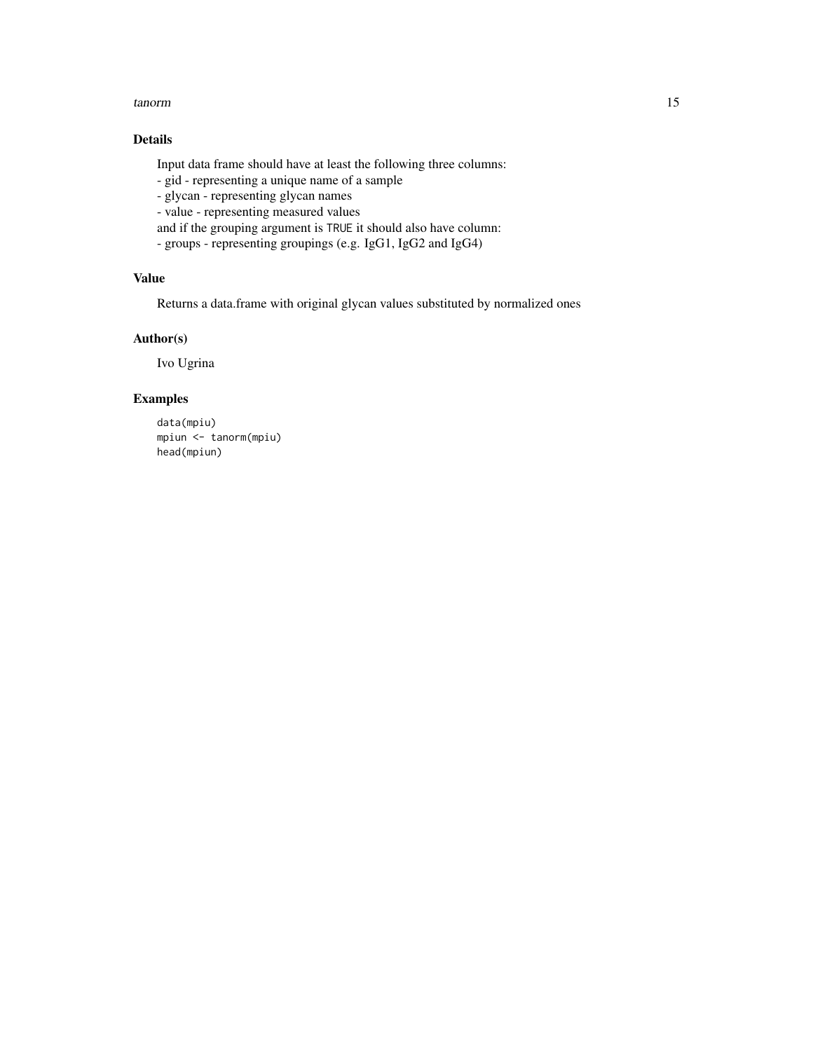## Details

Input data frame should have at least the following three columns:
- gid - representing a unique name of a sample
- glycan - representing glycan names
- value - representing measured values

and if the grouping argument is `TRUE` it should also have column:
- groups - representing groupings (e.g. IgG1, IgG2 and IgG4)

## Value

Returns a data.frame with original glycan values substituted by normalized ones

## Author(s)

Ivo Ugrina

## Examples

```
data(mpiu)
mpiun <- tanorm(mpiu)
head(mpiun)
```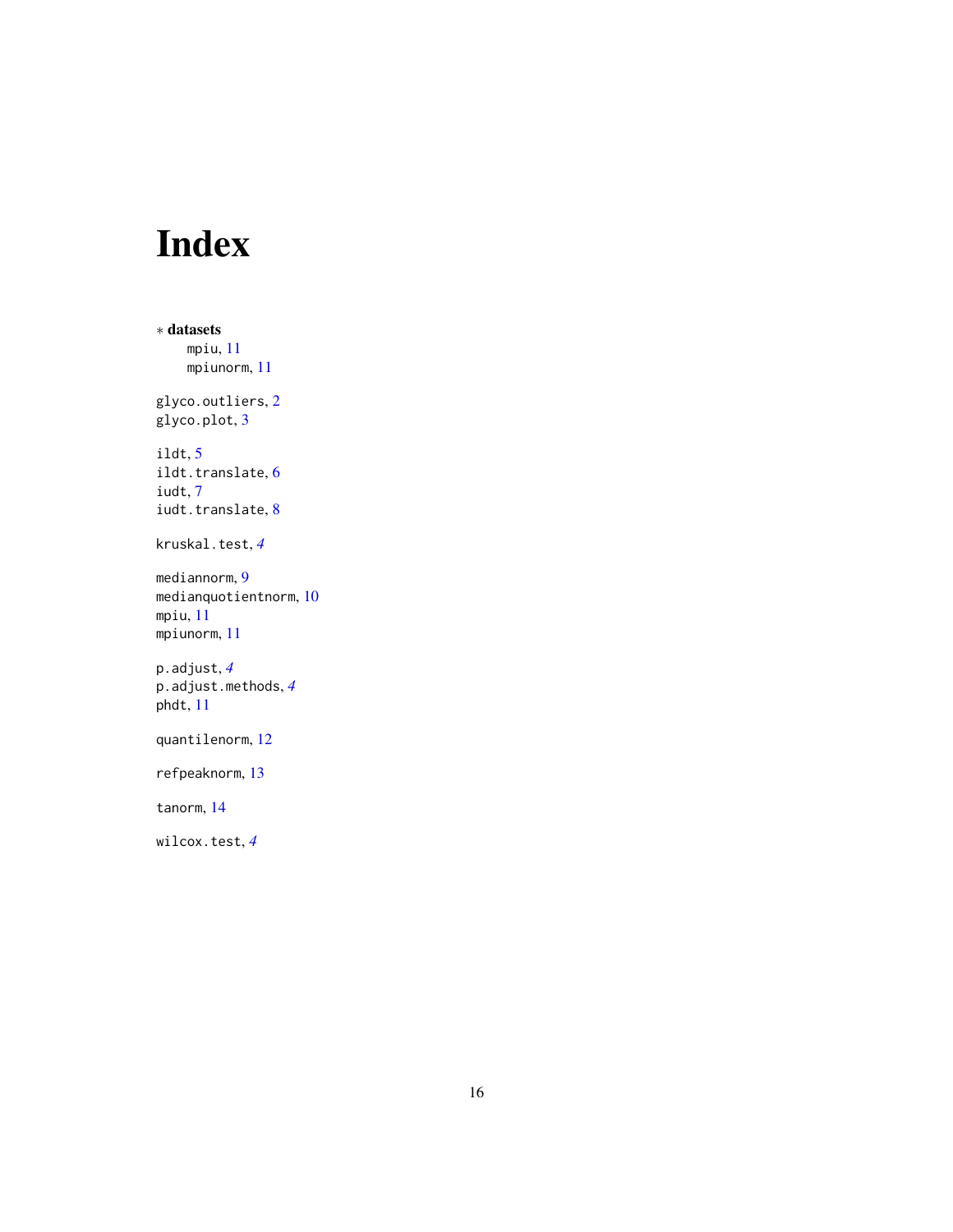# Index

∗ **datasets**
  mpiu, 11
  mpiunorm, 11

glyco.outliers, 2
glyco.plot, 3

ildt, 5
ildt.translate, 6
iudt, 7
iudt.translate, 8

kruskal.test, *4*

mediannorm, 9
medianquotientnorm, 10
mpiu, 11
mpiunorm, 11

p.adjust, *4*
p.adjust.methods, *4*
phdt, 11

quantilenorm, 12

refpeaknorm, 13

tanorm, 14

wilcox.test, *4*